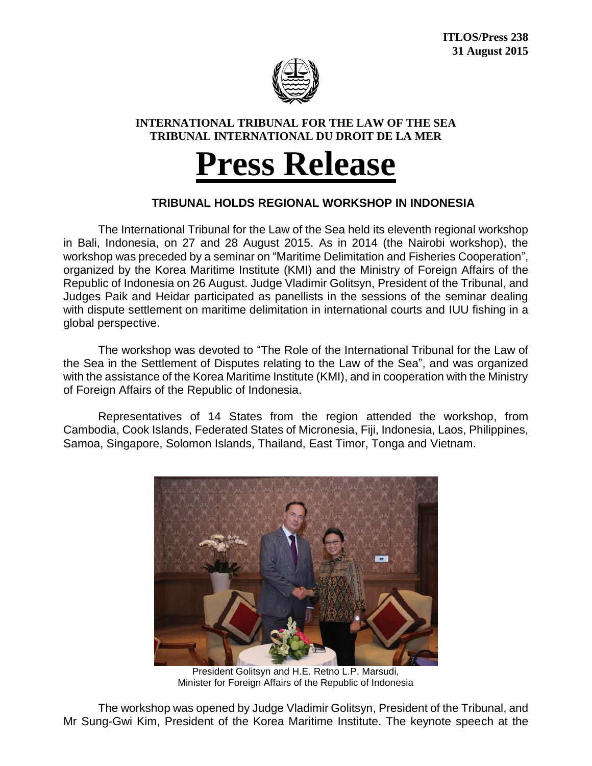**ITLOS/Press 238**
**31 August 2015**

**INTERNATIONAL TRIBUNAL FOR THE LAW OF THE SEA**
**TRIBUNAL INTERNATIONAL DU DROIT DE LA MER**

# Press Release

## TRIBUNAL HOLDS REGIONAL WORKSHOP IN INDONESIA

The International Tribunal for the Law of the Sea held its eleventh regional workshop in Bali, Indonesia, on 27 and 28 August 2015. As in 2014 (the Nairobi workshop), the workshop was preceded by a seminar on "Maritime Delimitation and Fisheries Cooperation", organized by the Korea Maritime Institute (KMI) and the Ministry of Foreign Affairs of the Republic of Indonesia on 26 August. Judge Vladimir Golitsyn, President of the Tribunal, and Judges Paik and Heidar participated as panellists in the sessions of the seminar dealing with dispute settlement on maritime delimitation in international courts and IUU fishing in a global perspective.

The workshop was devoted to "The Role of the International Tribunal for the Law of the Sea in the Settlement of Disputes relating to the Law of the Sea", and was organized with the assistance of the Korea Maritime Institute (KMI), and in cooperation with the Ministry of Foreign Affairs of the Republic of Indonesia.

Representatives of 14 States from the region attended the workshop, from Cambodia, Cook Islands, Federated States of Micronesia, Fiji, Indonesia, Laos, Philippines, Samoa, Singapore, Solomon Islands, Thailand, East Timor, Tonga and Vietnam.

President Golitsyn and H.E. Retno L.P. Marsudi, Minister for Foreign Affairs of the Republic of Indonesia

The workshop was opened by Judge Vladimir Golitsyn, President of the Tribunal, and Mr Sung-Gwi Kim, President of the Korea Maritime Institute. The keynote speech at the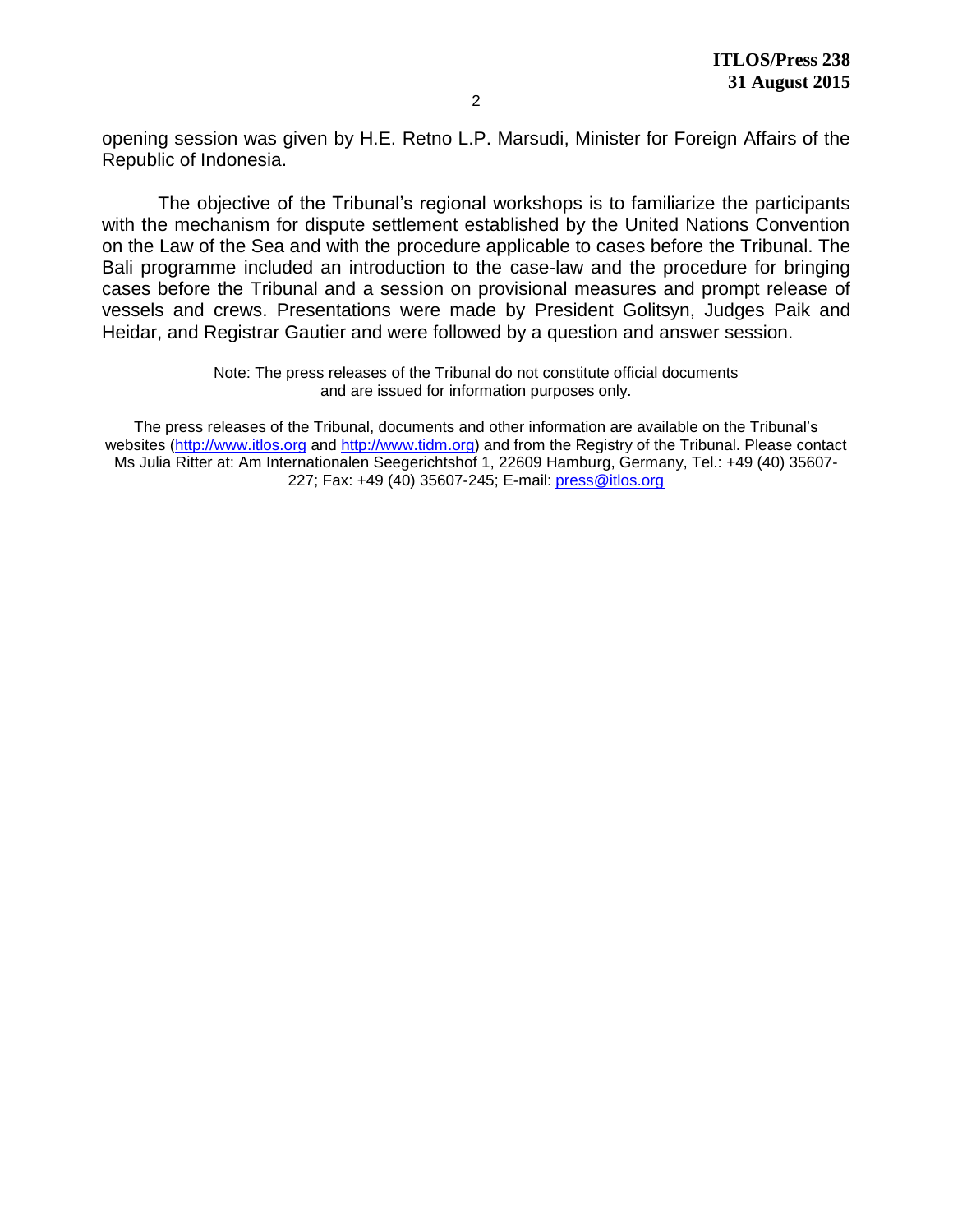opening session was given by H.E. Retno L.P. Marsudi, Minister for Foreign Affairs of the Republic of Indonesia.

The objective of the Tribunal's regional workshops is to familiarize the participants with the mechanism for dispute settlement established by the United Nations Convention on the Law of the Sea and with the procedure applicable to cases before the Tribunal. The Bali programme included an introduction to the case-law and the procedure for bringing cases before the Tribunal and a session on provisional measures and prompt release of vessels and crews. Presentations were made by President Golitsyn, Judges Paik and Heidar, and Registrar Gautier and were followed by a question and answer session.

Note: The press releases of the Tribunal do not constitute official documents and are issued for information purposes only.

The press releases of the Tribunal, documents and other information are available on the Tribunal's websites (http://www.itlos.org and http://www.tidm.org) and from the Registry of the Tribunal. Please contact Ms Julia Ritter at: Am Internationalen Seegerichtshof 1, 22609 Hamburg, Germany, Tel.: +49 (40) 35607-227; Fax: +49 (40) 35607-245; E-mail: press@itlos.org